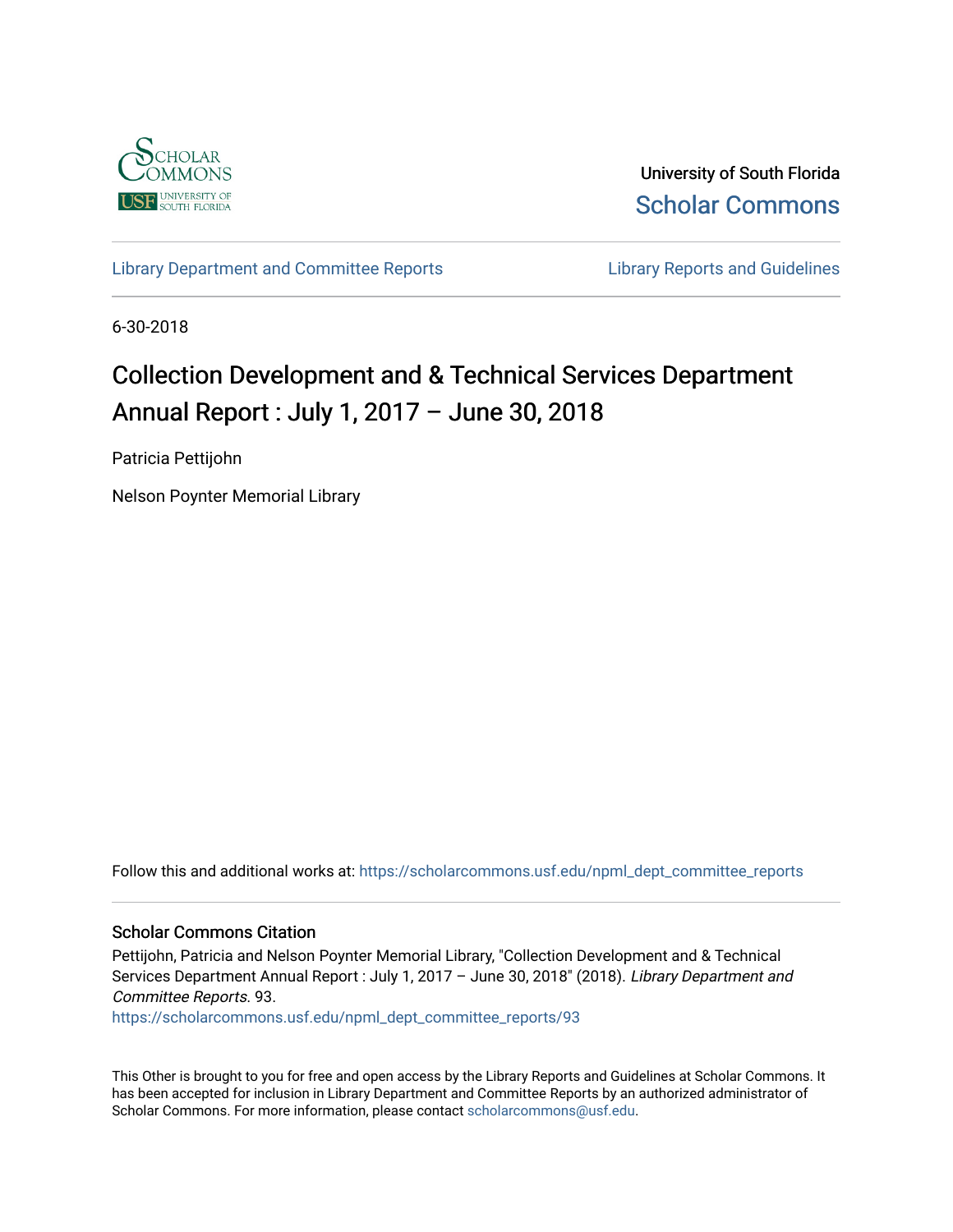University of South Florida

Scholar Commons

Library Department and Committee Reports

Library Reports and Guidelines

6-30-2018

# Collection Development and & Technical Services Department Annual Report : July 1, 2017 – June 30, 2018

Patricia Pettijohn

Nelson Poynter Memorial Library

Follow this and additional works at: https://scholarcommons.usf.edu/npml_dept_committee_reports

### Scholar Commons Citation

Pettijohn, Patricia and Nelson Poynter Memorial Library, "Collection Development and & Technical Services Department Annual Report : July 1, 2017 – June 30, 2018" (2018). *Library Department and Committee Reports*. 93.
https://scholarcommons.usf.edu/npml_dept_committee_reports/93

This Other is brought to you for free and open access by the Library Reports and Guidelines at Scholar Commons. It has been accepted for inclusion in Library Department and Committee Reports by an authorized administrator of Scholar Commons. For more information, please contact scholarcommons@usf.edu.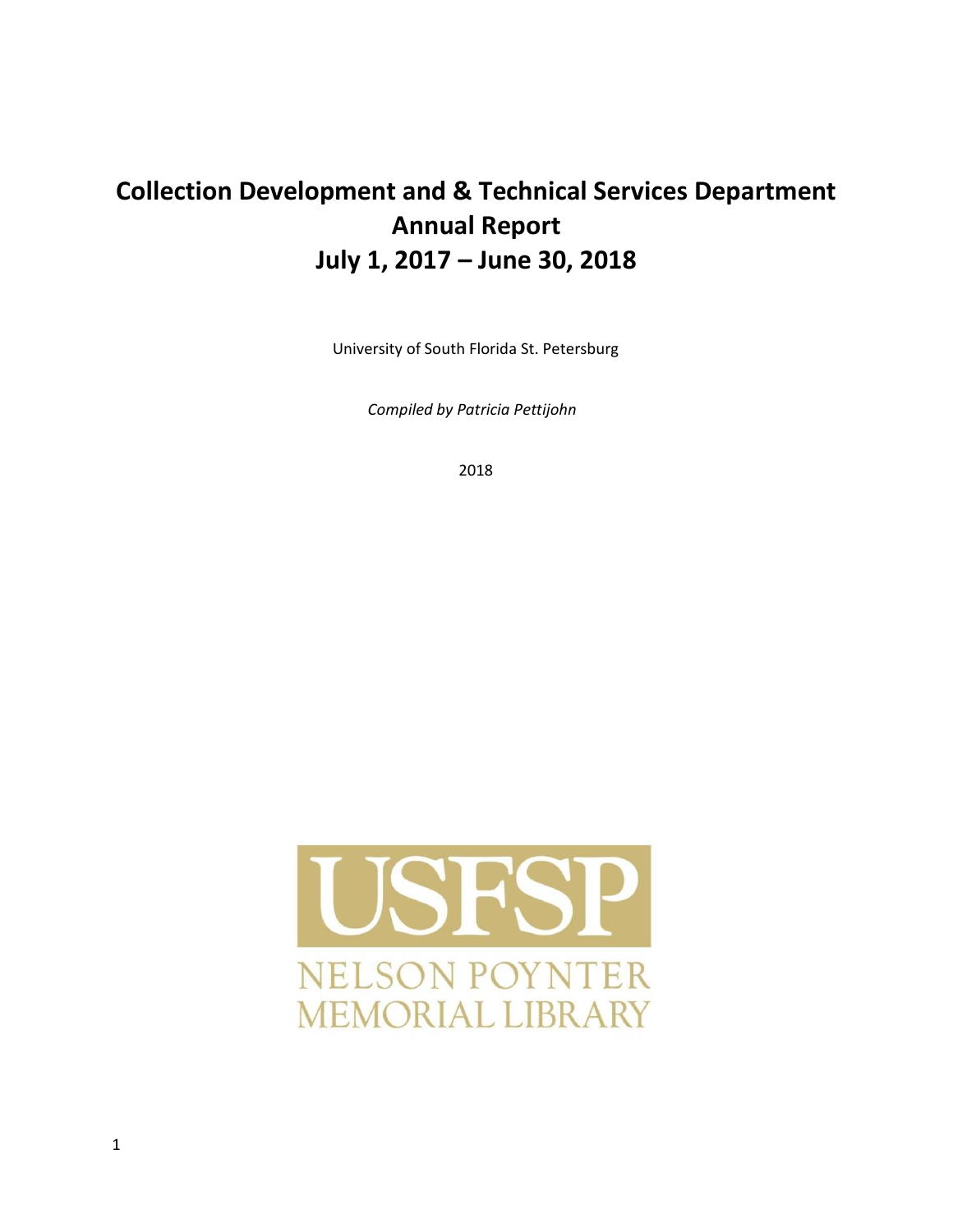# Collection Development and & Technical Services Department
# Annual Report
# July 1, 2017 – June 30, 2018

University of South Florida St. Petersburg

*Compiled by Patricia Pettijohn*

2018

USFSP

NELSON POYNTER MEMORIAL LIBRARY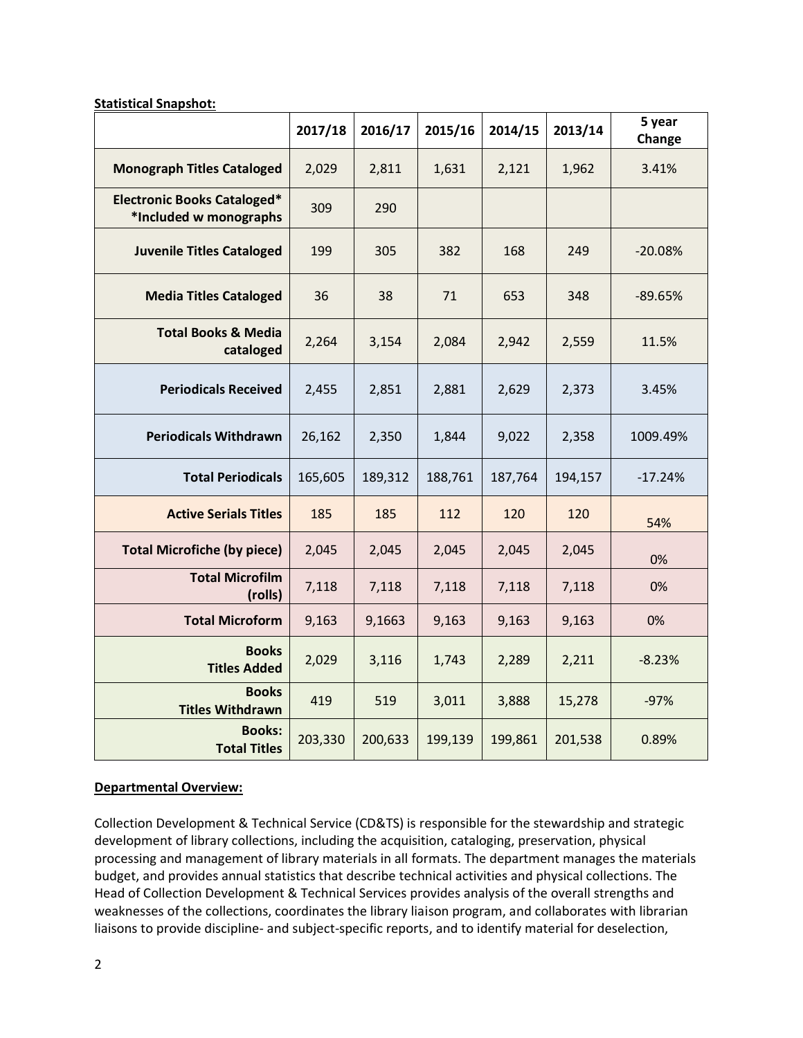**Statistical Snapshot:**

| | 2017/18 | 2016/17 | 2015/16 | 2014/15 | 2013/14 | 5 year Change |
|---|---|---|---|---|---|---|
| **Monograph Titles Cataloged** | 2,029 | 2,811 | 1,631 | 2,121 | 1,962 | 3.41% |
| **Electronic Books Cataloged* *Included w monographs** | 309 | 290 | | | | |
| **Juvenile Titles Cataloged** | 199 | 305 | 382 | 168 | 249 | -20.08% |
| **Media Titles Cataloged** | 36 | 38 | 71 | 653 | 348 | -89.65% |
| **Total Books & Media cataloged** | 2,264 | 3,154 | 2,084 | 2,942 | 2,559 | 11.5% |
| **Periodicals Received** | 2,455 | 2,851 | 2,881 | 2,629 | 2,373 | 3.45% |
| **Periodicals Withdrawn** | 26,162 | 2,350 | 1,844 | 9,022 | 2,358 | 1009.49% |
| **Total Periodicals** | 165,605 | 189,312 | 188,761 | 187,764 | 194,157 | -17.24% |
| **Active Serials Titles** | 185 | 185 | 112 | 120 | 120 | 54% |
| **Total Microfiche (by piece)** | 2,045 | 2,045 | 2,045 | 2,045 | 2,045 | 0% |
| **Total Microfilm (rolls)** | 7,118 | 7,118 | 7,118 | 7,118 | 7,118 | 0% |
| **Total Microform** | 9,163 | 9,1663 | 9,163 | 9,163 | 9,163 | 0% |
| **Books Titles Added** | 2,029 | 3,116 | 1,743 | 2,289 | 2,211 | -8.23% |
| **Books Titles Withdrawn** | 419 | 519 | 3,011 | 3,888 | 15,278 | -97% |
| **Books: Total Titles** | 203,330 | 200,633 | 199,139 | 199,861 | 201,538 | 0.89% |

**Departmental Overview:**

Collection Development & Technical Service (CD&TS) is responsible for the stewardship and strategic development of library collections, including the acquisition, cataloging, preservation, physical processing and management of library materials in all formats. The department manages the materials budget, and provides annual statistics that describe technical activities and physical collections. The Head of Collection Development & Technical Services provides analysis of the overall strengths and weaknesses of the collections, coordinates the library liaison program, and collaborates with librarian liaisons to provide discipline- and subject-specific reports, and to identify material for deselection,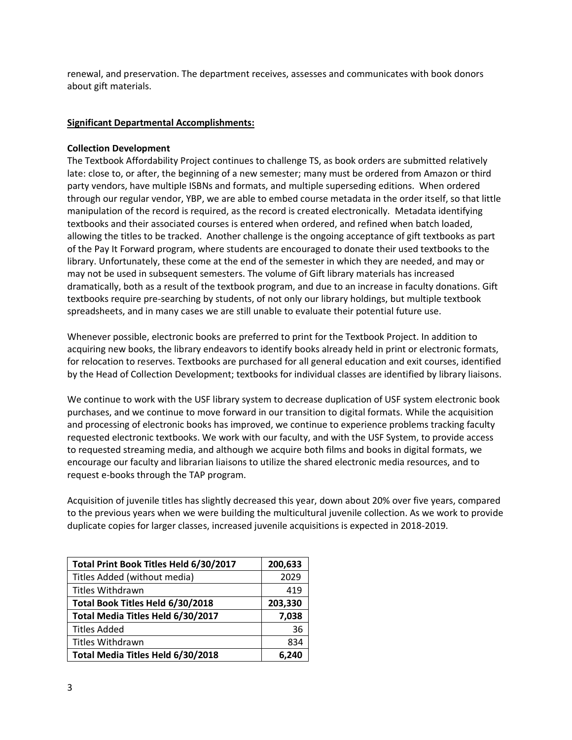renewal, and preservation. The department receives, assesses and communicates with book donors about gift materials.

## Significant Departmental Accomplishments:

### Collection Development

The Textbook Affordability Project continues to challenge TS, as book orders are submitted relatively late: close to, or after, the beginning of a new semester; many must be ordered from Amazon or third party vendors, have multiple ISBNs and formats, and multiple superseding editions. When ordered through our regular vendor, YBP, we are able to embed course metadata in the order itself, so that little manipulation of the record is required, as the record is created electronically. Metadata identifying textbooks and their associated courses is entered when ordered, and refined when batch loaded, allowing the titles to be tracked. Another challenge is the ongoing acceptance of gift textbooks as part of the Pay It Forward program, where students are encouraged to donate their used textbooks to the library. Unfortunately, these come at the end of the semester in which they are needed, and may or may not be used in subsequent semesters. The volume of Gift library materials has increased dramatically, both as a result of the textbook program, and due to an increase in faculty donations. Gift textbooks require pre-searching by students, of not only our library holdings, but multiple textbook spreadsheets, and in many cases we are still unable to evaluate their potential future use.

Whenever possible, electronic books are preferred to print for the Textbook Project. In addition to acquiring new books, the library endeavors to identify books already held in print or electronic formats, for relocation to reserves. Textbooks are purchased for all general education and exit courses, identified by the Head of Collection Development; textbooks for individual classes are identified by library liaisons.

We continue to work with the USF library system to decrease duplication of USF system electronic book purchases, and we continue to move forward in our transition to digital formats. While the acquisition and processing of electronic books has improved, we continue to experience problems tracking faculty requested electronic textbooks. We work with our faculty, and with the USF System, to provide access to requested streaming media, and although we acquire both films and books in digital formats, we encourage our faculty and librarian liaisons to utilize the shared electronic media resources, and to request e-books through the TAP program.

Acquisition of juvenile titles has slightly decreased this year, down about 20% over five years, compared to the previous years when we were building the multicultural juvenile collection. As we work to provide duplicate copies for larger classes, increased juvenile acquisitions is expected in 2018-2019.

| **Total Print Book Titles Held 6/30/2017** | **200,633** |
|---|---|
| Titles Added (without media) | 2029 |
| Titles Withdrawn | 419 |
| **Total Book Titles Held 6/30/2018** | **203,330** |
| **Total Media Titles Held 6/30/2017** | **7,038** |
| Titles Added | 36 |
| Titles Withdrawn | 834 |
| **Total Media Titles Held 6/30/2018** | **6,240** |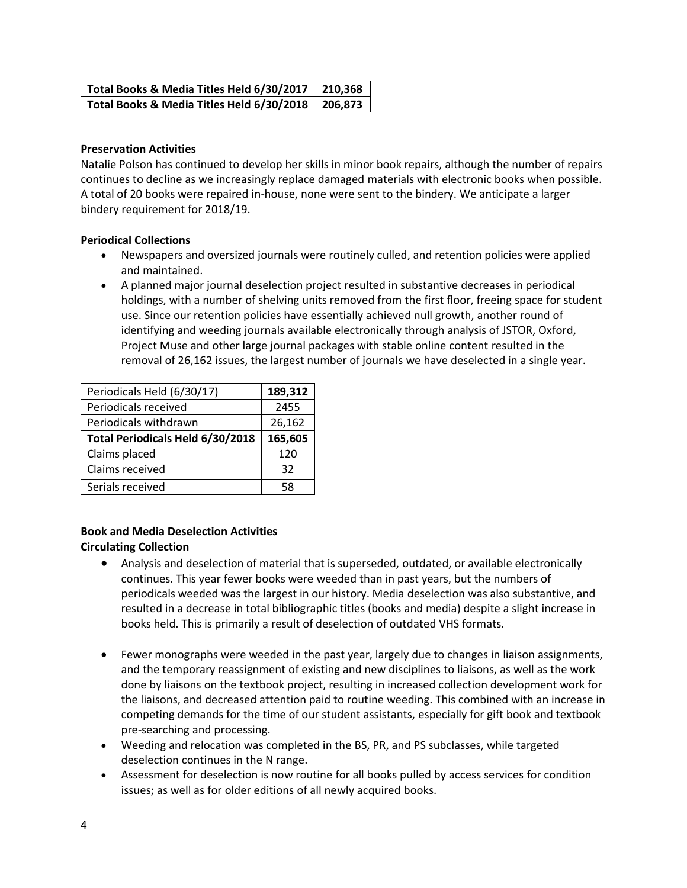| Total Books & Media Titles Held 6/30/2017 | 210,368 |
|---|---|
| **Total Books & Media Titles Held 6/30/2018** | **206,873** |

**Preservation Activities**

Natalie Polson has continued to develop her skills in minor book repairs, although the number of repairs continues to decline as we increasingly replace damaged materials with electronic books when possible. A total of 20 books were repaired in-house, none were sent to the bindery. We anticipate a larger bindery requirement for 2018/19.

**Periodical Collections**

- Newspapers and oversized journals were routinely culled, and retention policies were applied and maintained.
- A planned major journal deselection project resulted in substantive decreases in periodical holdings, with a number of shelving units removed from the first floor, freeing space for student use. Since our retention policies have essentially achieved null growth, another round of identifying and weeding journals available electronically through analysis of JSTOR, Oxford, Project Muse and other large journal packages with stable online content resulted in the removal of 26,162 issues, the largest number of journals we have deselected in a single year.

| Periodicals Held (6/30/17) | **189,312** |
|---|---|
| Periodicals received | 2455 |
| Periodicals withdrawn | 26,162 |
| **Total Periodicals Held 6/30/2018** | **165,605** |
| Claims placed | 120 |
| Claims received | 32 |
| Serials received | 58 |

**Book and Media Deselection Activities**

**Circulating Collection**

- Analysis and deselection of material that is superseded, outdated, or available electronically continues. This year fewer books were weeded than in past years, but the numbers of periodicals weeded was the largest in our history. Media deselection was also substantive, and resulted in a decrease in total bibliographic titles (books and media) despite a slight increase in books held. This is primarily a result of deselection of outdated VHS formats.
- Fewer monographs were weeded in the past year, largely due to changes in liaison assignments, and the temporary reassignment of existing and new disciplines to liaisons, as well as the work done by liaisons on the textbook project, resulting in increased collection development work for the liaisons, and decreased attention paid to routine weeding. This combined with an increase in competing demands for the time of our student assistants, especially for gift book and textbook pre-searching and processing.
- Weeding and relocation was completed in the BS, PR, and PS subclasses, while targeted deselection continues in the N range.
- Assessment for deselection is now routine for all books pulled by access services for condition issues; as well as for older editions of all newly acquired books.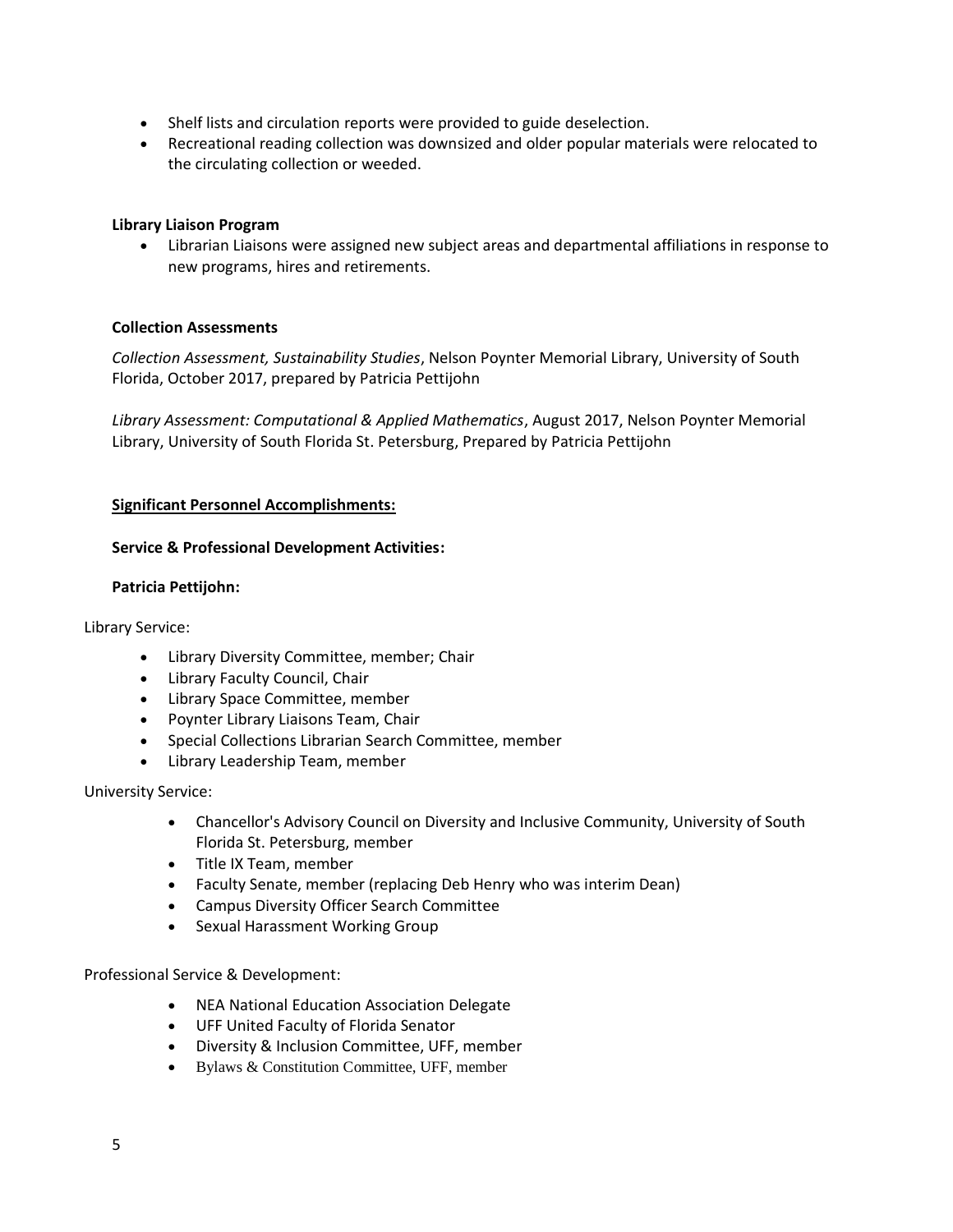- Shelf lists and circulation reports were provided to guide deselection.
- Recreational reading collection was downsized and older popular materials were relocated to the circulating collection or weeded.

**Library Liaison Program**

- Librarian Liaisons were assigned new subject areas and departmental affiliations in response to new programs, hires and retirements.

**Collection Assessments**

*Collection Assessment, Sustainability Studies*, Nelson Poynter Memorial Library, University of South Florida, October 2017, prepared by Patricia Pettijohn

*Library Assessment: Computational & Applied Mathematics*, August 2017, Nelson Poynter Memorial Library, University of South Florida St. Petersburg, Prepared by Patricia Pettijohn

**<u>Significant Personnel Accomplishments:</u>**

**Service & Professional Development Activities:**

**Patricia Pettijohn:**

Library Service:

- Library Diversity Committee, member; Chair
- Library Faculty Council, Chair
- Library Space Committee, member
- Poynter Library Liaisons Team, Chair
- Special Collections Librarian Search Committee, member
- Library Leadership Team, member

University Service:

- Chancellor's Advisory Council on Diversity and Inclusive Community, University of South Florida St. Petersburg, member
- Title IX Team, member
- Faculty Senate, member (replacing Deb Henry who was interim Dean)
- Campus Diversity Officer Search Committee
- Sexual Harassment Working Group

Professional Service & Development:

- NEA National Education Association Delegate
- UFF United Faculty of Florida Senator
- Diversity & Inclusion Committee, UFF, member
- Bylaws & Constitution Committee, UFF, member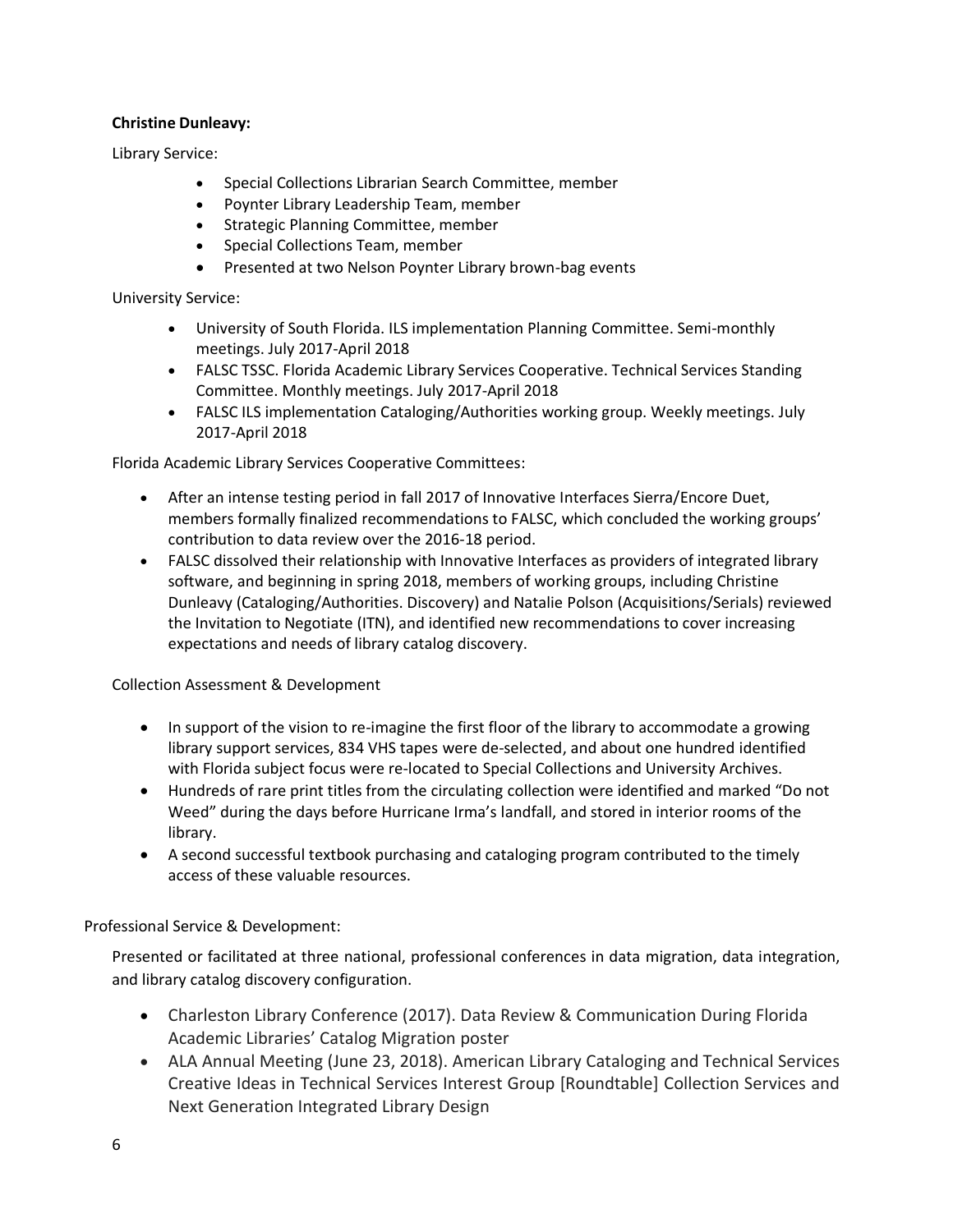**Christine Dunleavy:**

Library Service:

- Special Collections Librarian Search Committee, member
- Poynter Library Leadership Team, member
- Strategic Planning Committee, member
- Special Collections Team, member
- Presented at two Nelson Poynter Library brown-bag events

University Service:

- University of South Florida. ILS implementation Planning Committee. Semi-monthly meetings. July 2017-April 2018
- FALSC TSSC. Florida Academic Library Services Cooperative. Technical Services Standing Committee. Monthly meetings. July 2017-April 2018
- FALSC ILS implementation Cataloging/Authorities working group. Weekly meetings. July 2017-April 2018

Florida Academic Library Services Cooperative Committees:

- After an intense testing period in fall 2017 of Innovative Interfaces Sierra/Encore Duet, members formally finalized recommendations to FALSC, which concluded the working groups' contribution to data review over the 2016-18 period.
- FALSC dissolved their relationship with Innovative Interfaces as providers of integrated library software, and beginning in spring 2018, members of working groups, including Christine Dunleavy (Cataloging/Authorities. Discovery) and Natalie Polson (Acquisitions/Serials) reviewed the Invitation to Negotiate (ITN), and identified new recommendations to cover increasing expectations and needs of library catalog discovery.

Collection Assessment & Development

- In support of the vision to re-imagine the first floor of the library to accommodate a growing library support services, 834 VHS tapes were de-selected, and about one hundred identified with Florida subject focus were re-located to Special Collections and University Archives.
- Hundreds of rare print titles from the circulating collection were identified and marked "Do not Weed" during the days before Hurricane Irma's landfall, and stored in interior rooms of the library.
- A second successful textbook purchasing and cataloging program contributed to the timely access of these valuable resources.

Professional Service & Development:

Presented or facilitated at three national, professional conferences in data migration, data integration, and library catalog discovery configuration.

- Charleston Library Conference (2017). Data Review & Communication During Florida Academic Libraries' Catalog Migration poster
- ALA Annual Meeting (June 23, 2018). American Library Cataloging and Technical Services Creative Ideas in Technical Services Interest Group [Roundtable] Collection Services and Next Generation Integrated Library Design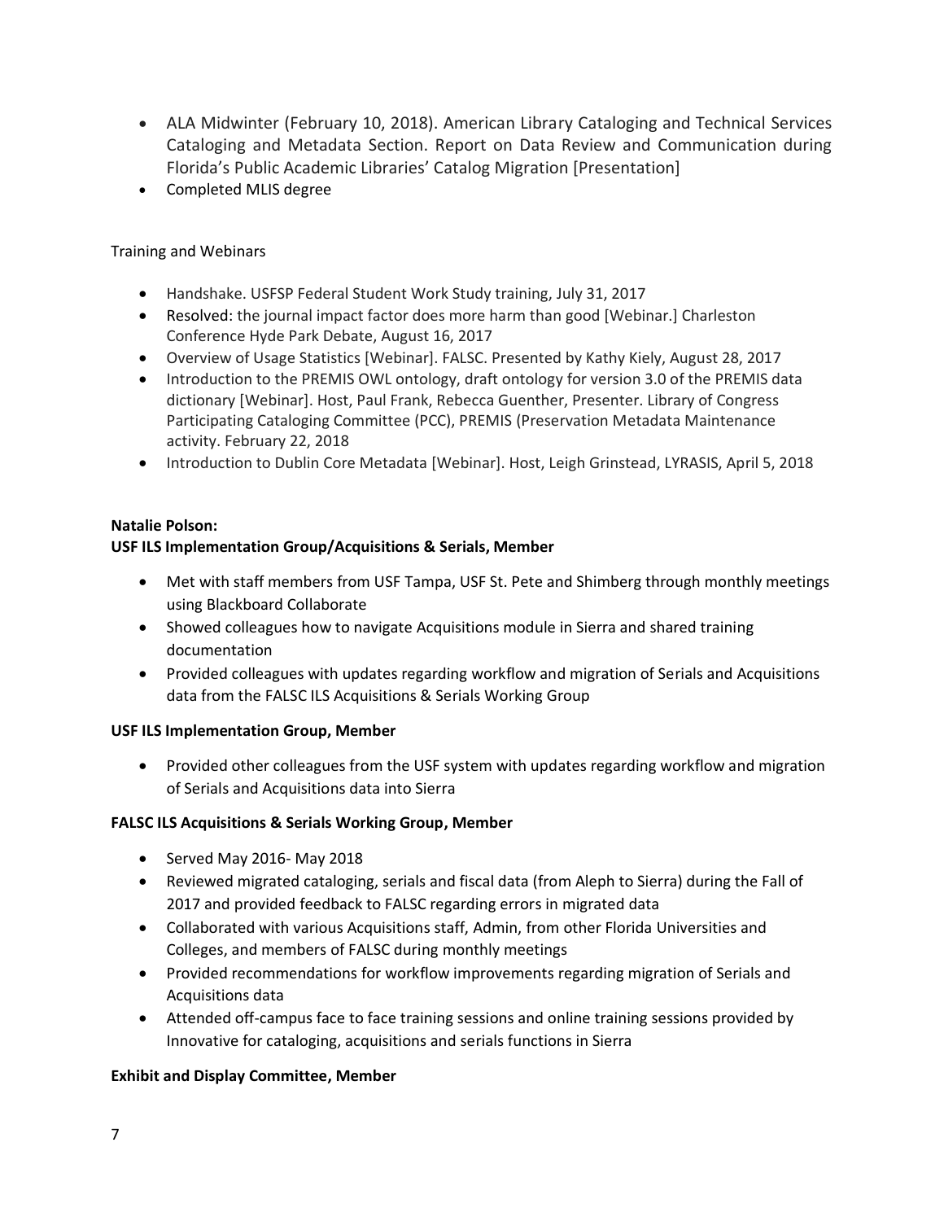- ALA Midwinter (February 10, 2018). American Library Cataloging and Technical Services Cataloging and Metadata Section. Report on Data Review and Communication during Florida's Public Academic Libraries' Catalog Migration [Presentation]
- Completed MLIS degree

Training and Webinars

- Handshake. USFSP Federal Student Work Study training, July 31, 2017
- Resolved: the journal impact factor does more harm than good [Webinar.] Charleston Conference Hyde Park Debate, August 16, 2017
- Overview of Usage Statistics [Webinar]. FALSC. Presented by Kathy Kiely, August 28, 2017
- Introduction to the PREMIS OWL ontology, draft ontology for version 3.0 of the PREMIS data dictionary [Webinar]. Host, Paul Frank, Rebecca Guenther, Presenter. Library of Congress Participating Cataloging Committee (PCC), PREMIS (Preservation Metadata Maintenance activity. February 22, 2018
- Introduction to Dublin Core Metadata [Webinar]. Host, Leigh Grinstead, LYRASIS, April 5, 2018

**Natalie Polson:**

**USF ILS Implementation Group/Acquisitions & Serials, Member**

- Met with staff members from USF Tampa, USF St. Pete and Shimberg through monthly meetings using Blackboard Collaborate
- Showed colleagues how to navigate Acquisitions module in Sierra and shared training documentation
- Provided colleagues with updates regarding workflow and migration of Serials and Acquisitions data from the FALSC ILS Acquisitions & Serials Working Group

**USF ILS Implementation Group, Member**

- Provided other colleagues from the USF system with updates regarding workflow and migration of Serials and Acquisitions data into Sierra

**FALSC ILS Acquisitions & Serials Working Group, Member**

- Served May 2016- May 2018
- Reviewed migrated cataloging, serials and fiscal data (from Aleph to Sierra) during the Fall of 2017 and provided feedback to FALSC regarding errors in migrated data
- Collaborated with various Acquisitions staff, Admin, from other Florida Universities and Colleges, and members of FALSC during monthly meetings
- Provided recommendations for workflow improvements regarding migration of Serials and Acquisitions data
- Attended off-campus face to face training sessions and online training sessions provided by Innovative for cataloging, acquisitions and serials functions in Sierra

**Exhibit and Display Committee, Member**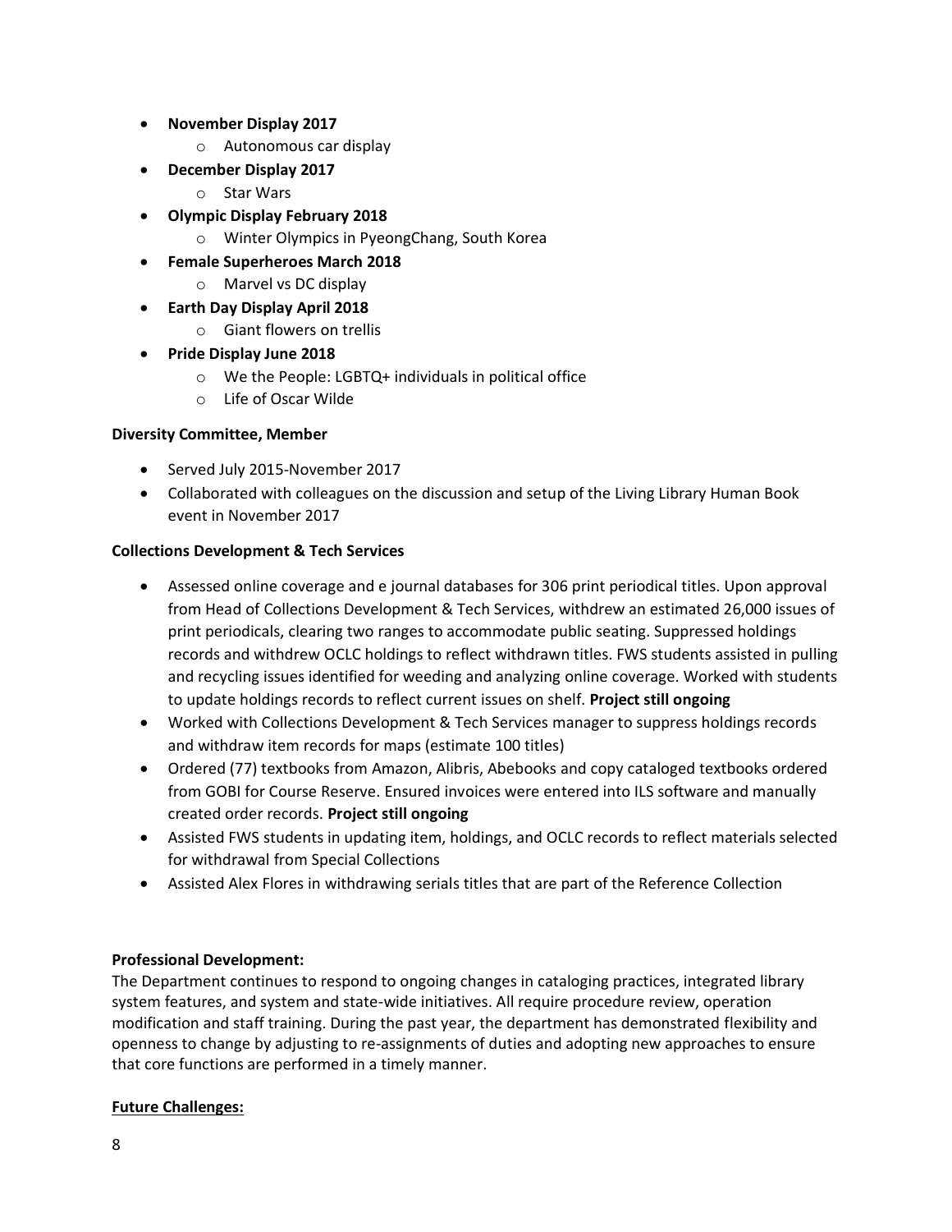- **November Display 2017**
    - Autonomous car display
- **December Display 2017**
    - Star Wars
- **Olympic Display February 2018**
    - Winter Olympics in PyeongChang, South Korea
- **Female Superheroes March 2018**
    - Marvel vs DC display
- **Earth Day Display April 2018**
    - Giant flowers on trellis
- **Pride Display June 2018**
    - We the People: LGBTQ+ individuals in political office
    - Life of Oscar Wilde

**Diversity Committee, Member**

- Served July 2015-November 2017
- Collaborated with colleagues on the discussion and setup of the Living Library Human Book event in November 2017

**Collections Development & Tech Services**

- Assessed online coverage and e journal databases for 306 print periodical titles. Upon approval from Head of Collections Development & Tech Services, withdrew an estimated 26,000 issues of print periodicals, clearing two ranges to accommodate public seating. Suppressed holdings records and withdrew OCLC holdings to reflect withdrawn titles. FWS students assisted in pulling and recycling issues identified for weeding and analyzing online coverage. Worked with students to update holdings records to reflect current issues on shelf. **Project still ongoing**
- Worked with Collections Development & Tech Services manager to suppress holdings records and withdraw item records for maps (estimate 100 titles)
- Ordered (77) textbooks from Amazon, Alibris, Abebooks and copy cataloged textbooks ordered from GOBI for Course Reserve. Ensured invoices were entered into ILS software and manually created order records. **Project still ongoing**
- Assisted FWS students in updating item, holdings, and OCLC records to reflect materials selected for withdrawal from Special Collections
- Assisted Alex Flores in withdrawing serials titles that are part of the Reference Collection

**Professional Development:**
The Department continues to respond to ongoing changes in cataloging practices, integrated library system features, and system and state-wide initiatives. All require procedure review, operation modification and staff training. During the past year, the department has demonstrated flexibility and openness to change by adjusting to re-assignments of duties and adopting new approaches to ensure that core functions are performed in a timely manner.

**Future Challenges:**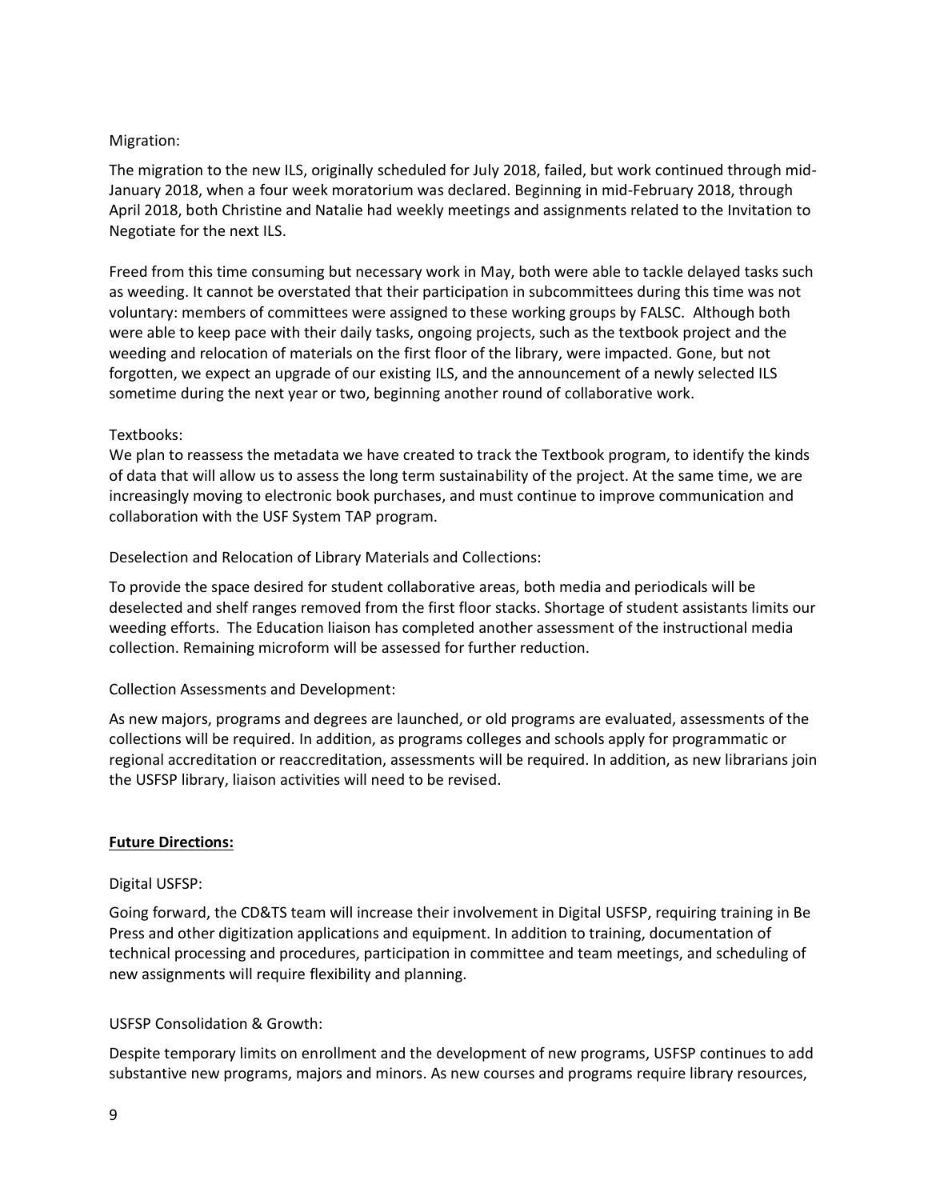Migration:

The migration to the new ILS, originally scheduled for July 2018, failed, but work continued through mid-January 2018, when a four week moratorium was declared. Beginning in mid-February 2018, through April 2018, both Christine and Natalie had weekly meetings and assignments related to the Invitation to Negotiate for the next ILS.

Freed from this time consuming but necessary work in May, both were able to tackle delayed tasks such as weeding. It cannot be overstated that their participation in subcommittees during this time was not voluntary: members of committees were assigned to these working groups by FALSC. Although both were able to keep pace with their daily tasks, ongoing projects, such as the textbook project and the weeding and relocation of materials on the first floor of the library, were impacted. Gone, but not forgotten, we expect an upgrade of our existing ILS, and the announcement of a newly selected ILS sometime during the next year or two, beginning another round of collaborative work.

Textbooks:

We plan to reassess the metadata we have created to track the Textbook program, to identify the kinds of data that will allow us to assess the long term sustainability of the project. At the same time, we are increasingly moving to electronic book purchases, and must continue to improve communication and collaboration with the USF System TAP program.

Deselection and Relocation of Library Materials and Collections:

To provide the space desired for student collaborative areas, both media and periodicals will be deselected and shelf ranges removed from the first floor stacks. Shortage of student assistants limits our weeding efforts. The Education liaison has completed another assessment of the instructional media collection. Remaining microform will be assessed for further reduction.

Collection Assessments and Development:

As new majors, programs and degrees are launched, or old programs are evaluated, assessments of the collections will be required. In addition, as programs colleges and schools apply for programmatic or regional accreditation or reaccreditation, assessments will be required. In addition, as new librarians join the USFSP library, liaison activities will need to be revised.

**Future Directions:**

Digital USFSP:

Going forward, the CD&TS team will increase their involvement in Digital USFSP, requiring training in Be Press and other digitization applications and equipment. In addition to training, documentation of technical processing and procedures, participation in committee and team meetings, and scheduling of new assignments will require flexibility and planning.

USFSP Consolidation & Growth:

Despite temporary limits on enrollment and the development of new programs, USFSP continues to add substantive new programs, majors and minors. As new courses and programs require library resources,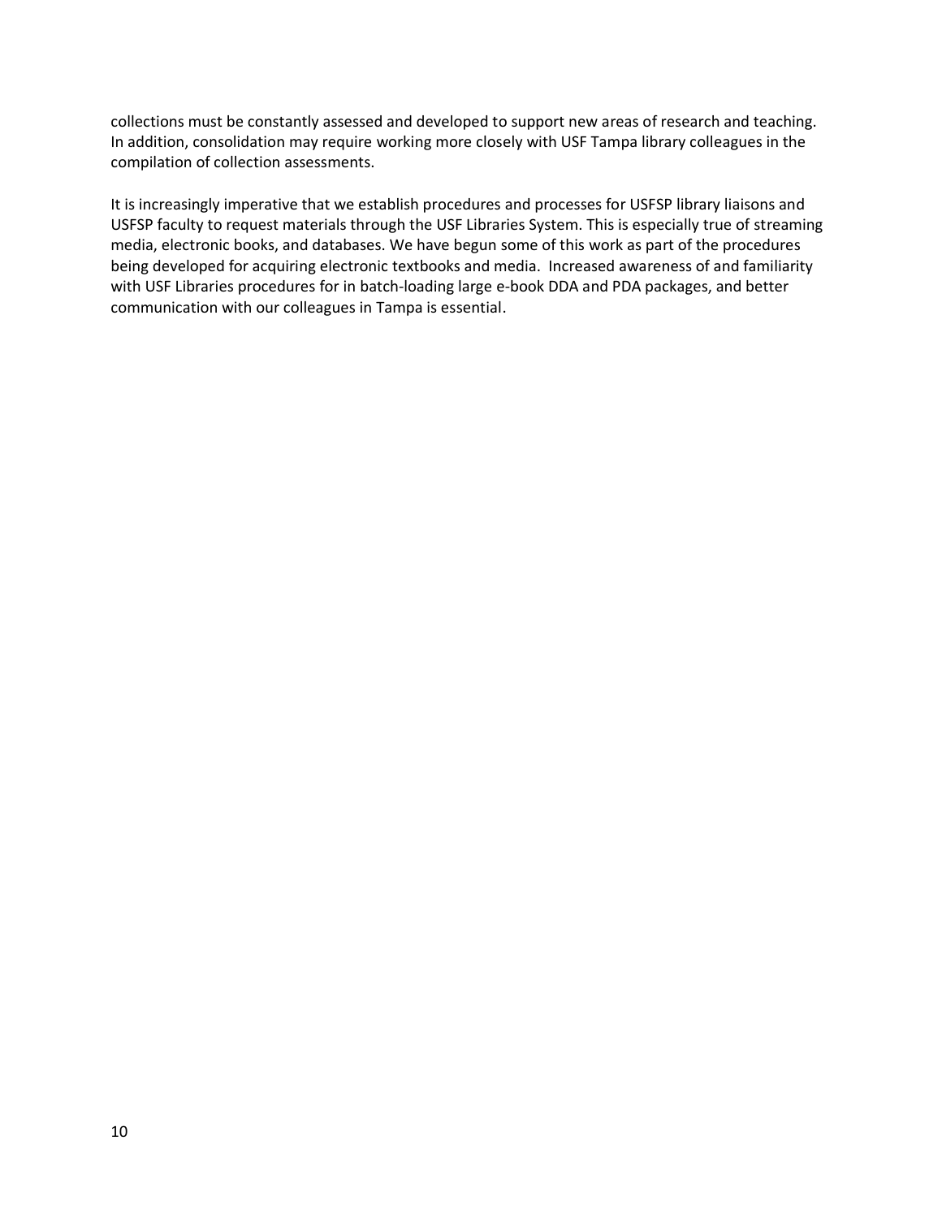collections must be constantly assessed and developed to support new areas of research and teaching. In addition, consolidation may require working more closely with USF Tampa library colleagues in the compilation of collection assessments.

It is increasingly imperative that we establish procedures and processes for USFSP library liaisons and USFSP faculty to request materials through the USF Libraries System. This is especially true of streaming media, electronic books, and databases. We have begun some of this work as part of the procedures being developed for acquiring electronic textbooks and media. Increased awareness of and familiarity with USF Libraries procedures for in batch-loading large e-book DDA and PDA packages, and better communication with our colleagues in Tampa is essential.